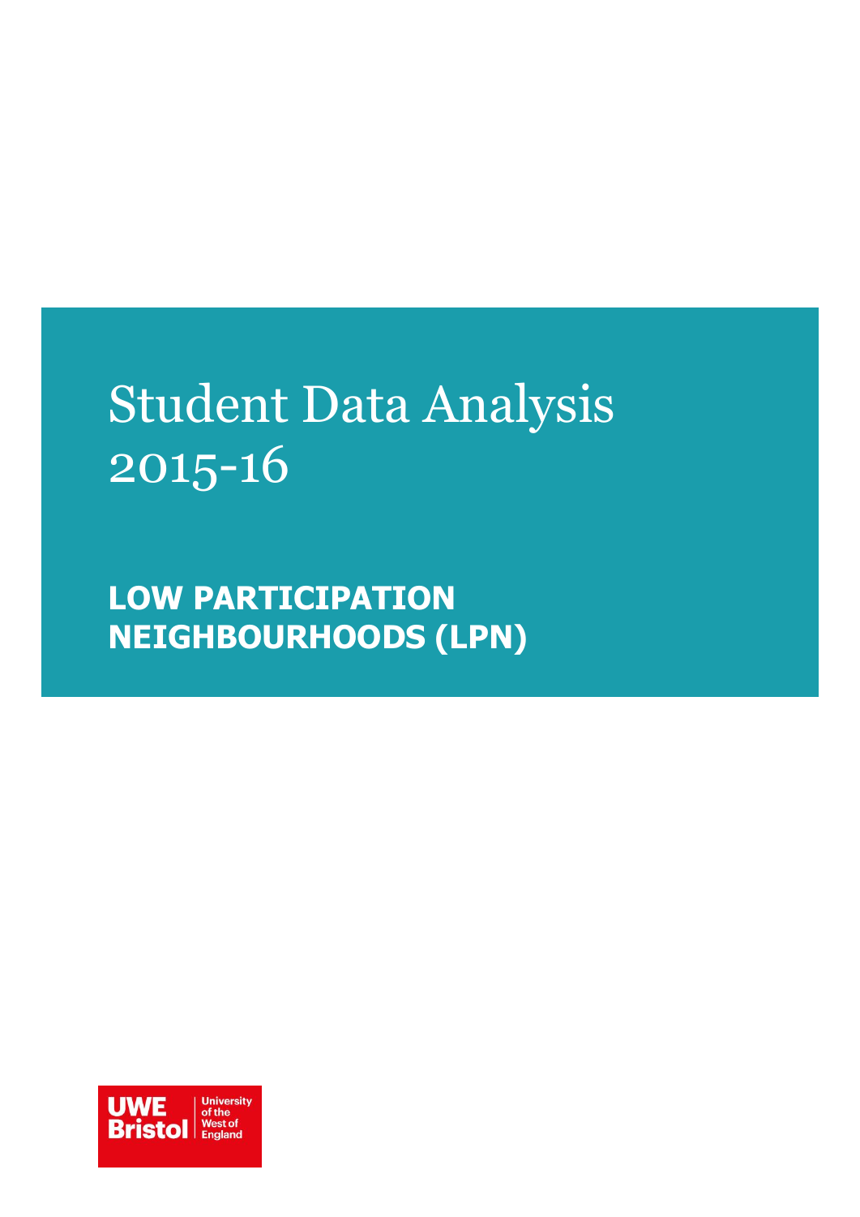# Student Data Analysis 2015-16

## LOW PARTICIPATION NEIGHBOURHOODS (LPN)

UWE Bristol | University of the West of England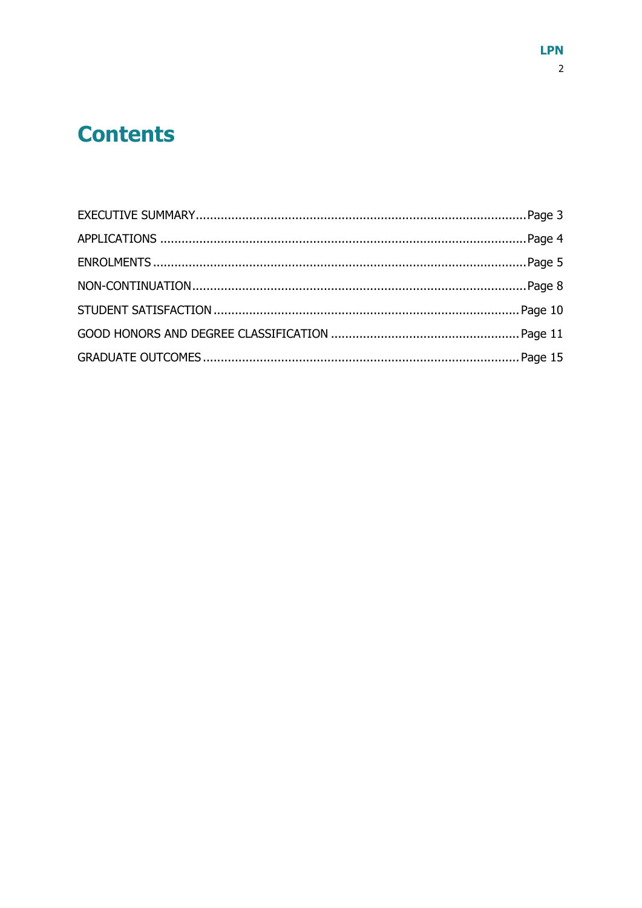# Contents

EXECUTIVE SUMMARY ........................................................................................ Page 3

APPLICATIONS .................................................................................................. Page 4

ENROLMENTS .................................................................................................... Page 5

NON-CONTINUATION ......................................................................................... Page 8

STUDENT SATISFACTION .................................................................................. Page 10

GOOD HONORS AND DEGREE CLASSIFICATION .................................................. Page 11

GRADUATE OUTCOMES ..................................................................................... Page 15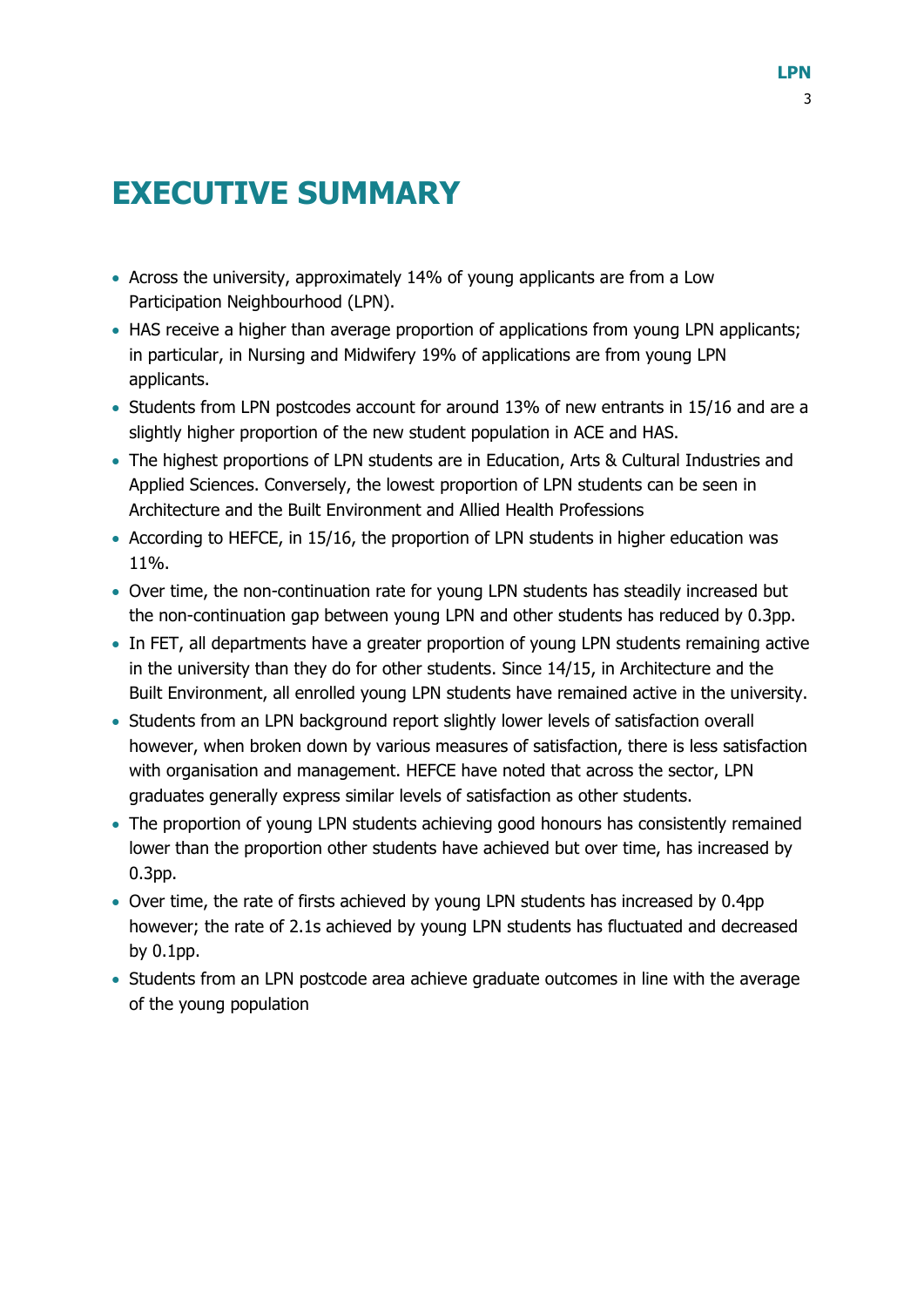# EXECUTIVE SUMMARY

- Across the university, approximately 14% of young applicants are from a Low Participation Neighbourhood (LPN).
- HAS receive a higher than average proportion of applications from young LPN applicants; in particular, in Nursing and Midwifery 19% of applications are from young LPN applicants.
- Students from LPN postcodes account for around 13% of new entrants in 15/16 and are a slightly higher proportion of the new student population in ACE and HAS.
- The highest proportions of LPN students are in Education, Arts & Cultural Industries and Applied Sciences. Conversely, the lowest proportion of LPN students can be seen in Architecture and the Built Environment and Allied Health Professions
- According to HEFCE, in 15/16, the proportion of LPN students in higher education was 11%.
- Over time, the non-continuation rate for young LPN students has steadily increased but the non-continuation gap between young LPN and other students has reduced by 0.3pp.
- In FET, all departments have a greater proportion of young LPN students remaining active in the university than they do for other students. Since 14/15, in Architecture and the Built Environment, all enrolled young LPN students have remained active in the university.
- Students from an LPN background report slightly lower levels of satisfaction overall however, when broken down by various measures of satisfaction, there is less satisfaction with organisation and management. HEFCE have noted that across the sector, LPN graduates generally express similar levels of satisfaction as other students.
- The proportion of young LPN students achieving good honours has consistently remained lower than the proportion other students have achieved but over time, has increased by 0.3pp.
- Over time, the rate of firsts achieved by young LPN students has increased by 0.4pp however; the rate of 2.1s achieved by young LPN students has fluctuated and decreased by 0.1pp.
- Students from an LPN postcode area achieve graduate outcomes in line with the average of the young population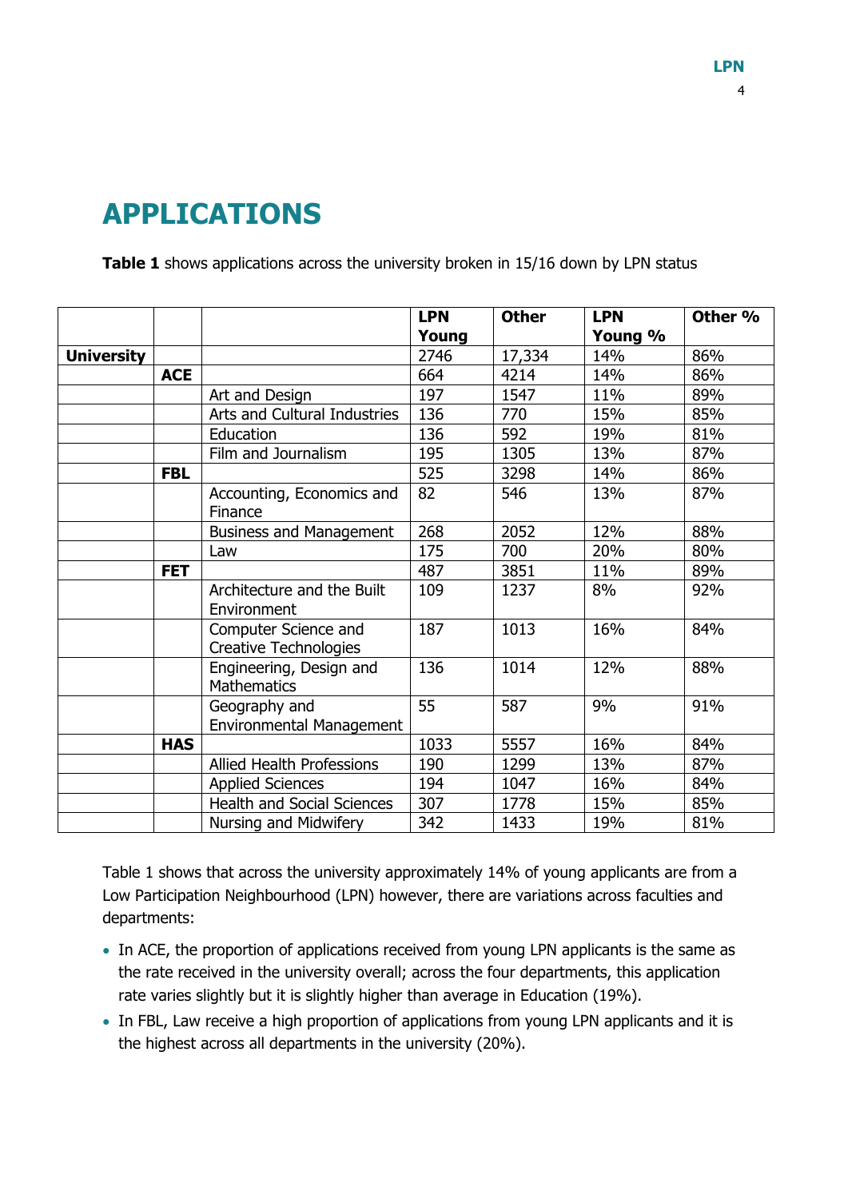# APPLICATIONS

**Table 1** shows applications across the university broken in 15/16 down by LPN status

| | | | LPN Young | Other | LPN Young % | Other % |
|---|---|---|---|---|---|---|
| **University** | | | 2746 | 17,334 | 14% | 86% |
| | **ACE** | | 664 | 4214 | 14% | 86% |
| | | Art and Design | 197 | 1547 | 11% | 89% |
| | | Arts and Cultural Industries | 136 | 770 | 15% | 85% |
| | | Education | 136 | 592 | 19% | 81% |
| | | Film and Journalism | 195 | 1305 | 13% | 87% |
| | **FBL** | | 525 | 3298 | 14% | 86% |
| | | Accounting, Economics and Finance | 82 | 546 | 13% | 87% |
| | | Business and Management | 268 | 2052 | 12% | 88% |
| | | Law | 175 | 700 | 20% | 80% |
| | **FET** | | 487 | 3851 | 11% | 89% |
| | | Architecture and the Built Environment | 109 | 1237 | 8% | 92% |
| | | Computer Science and Creative Technologies | 187 | 1013 | 16% | 84% |
| | | Engineering, Design and Mathematics | 136 | 1014 | 12% | 88% |
| | | Geography and Environmental Management | 55 | 587 | 9% | 91% |
| | **HAS** | | 1033 | 5557 | 16% | 84% |
| | | Allied Health Professions | 190 | 1299 | 13% | 87% |
| | | Applied Sciences | 194 | 1047 | 16% | 84% |
| | | Health and Social Sciences | 307 | 1778 | 15% | 85% |
| | | Nursing and Midwifery | 342 | 1433 | 19% | 81% |

Table 1 shows that across the university approximately 14% of young applicants are from a Low Participation Neighbourhood (LPN) however, there are variations across faculties and departments:

- In ACE, the proportion of applications received from young LPN applicants is the same as the rate received in the university overall; across the four departments, this application rate varies slightly but it is slightly higher than average in Education (19%).
- In FBL, Law receive a high proportion of applications from young LPN applicants and it is the highest across all departments in the university (20%).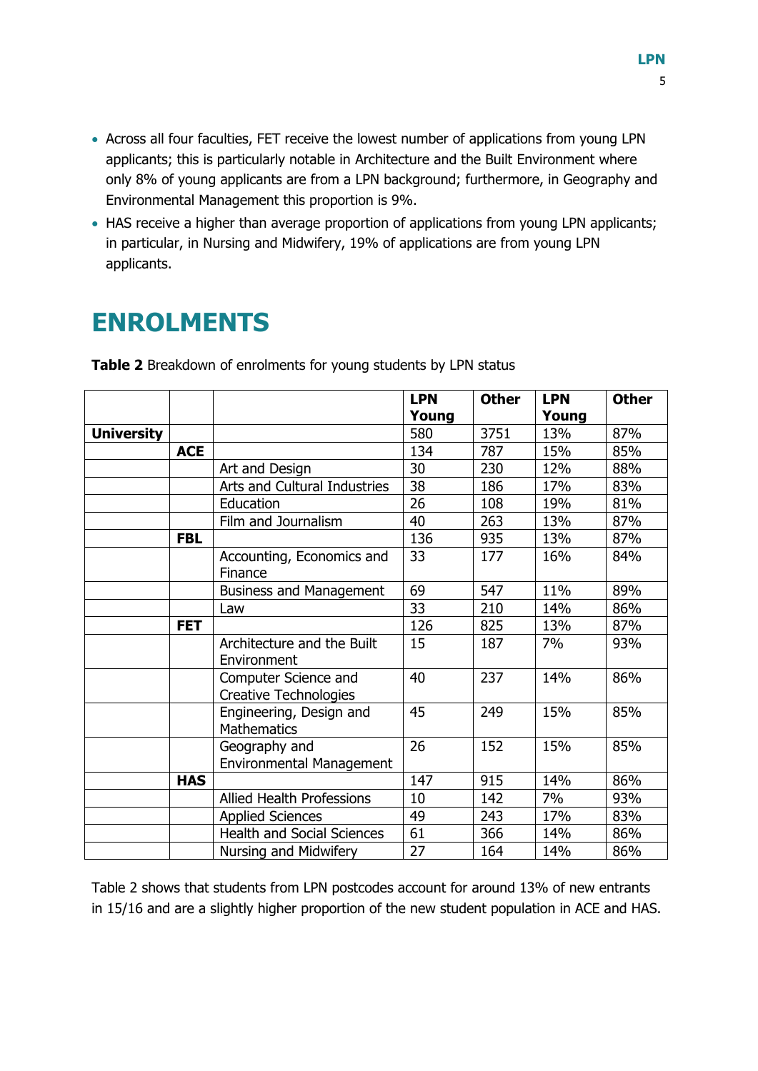- Across all four faculties, FET receive the lowest number of applications from young LPN applicants; this is particularly notable in Architecture and the Built Environment where only 8% of young applicants are from a LPN background; furthermore, in Geography and Environmental Management this proportion is 9%.
- HAS receive a higher than average proportion of applications from young LPN applicants; in particular, in Nursing and Midwifery, 19% of applications are from young LPN applicants.

# ENROLMENTS

**Table 2** Breakdown of enrolments for young students by LPN status

| | | | LPN Young | Other | LPN Young | Other |
|---|---|---|---|---|---|---|
| **University** | | | 580 | 3751 | 13% | 87% |
| | **ACE** | | 134 | 787 | 15% | 85% |
| | | Art and Design | 30 | 230 | 12% | 88% |
| | | Arts and Cultural Industries | 38 | 186 | 17% | 83% |
| | | Education | 26 | 108 | 19% | 81% |
| | | Film and Journalism | 40 | 263 | 13% | 87% |
| | **FBL** | | 136 | 935 | 13% | 87% |
| | | Accounting, Economics and Finance | 33 | 177 | 16% | 84% |
| | | Business and Management | 69 | 547 | 11% | 89% |
| | | Law | 33 | 210 | 14% | 86% |
| | **FET** | | 126 | 825 | 13% | 87% |
| | | Architecture and the Built Environment | 15 | 187 | 7% | 93% |
| | | Computer Science and Creative Technologies | 40 | 237 | 14% | 86% |
| | | Engineering, Design and Mathematics | 45 | 249 | 15% | 85% |
| | | Geography and Environmental Management | 26 | 152 | 15% | 85% |
| | **HAS** | | 147 | 915 | 14% | 86% |
| | | Allied Health Professions | 10 | 142 | 7% | 93% |
| | | Applied Sciences | 49 | 243 | 17% | 83% |
| | | Health and Social Sciences | 61 | 366 | 14% | 86% |
| | | Nursing and Midwifery | 27 | 164 | 14% | 86% |

Table 2 shows that students from LPN postcodes account for around 13% of new entrants in 15/16 and are a slightly higher proportion of the new student population in ACE and HAS.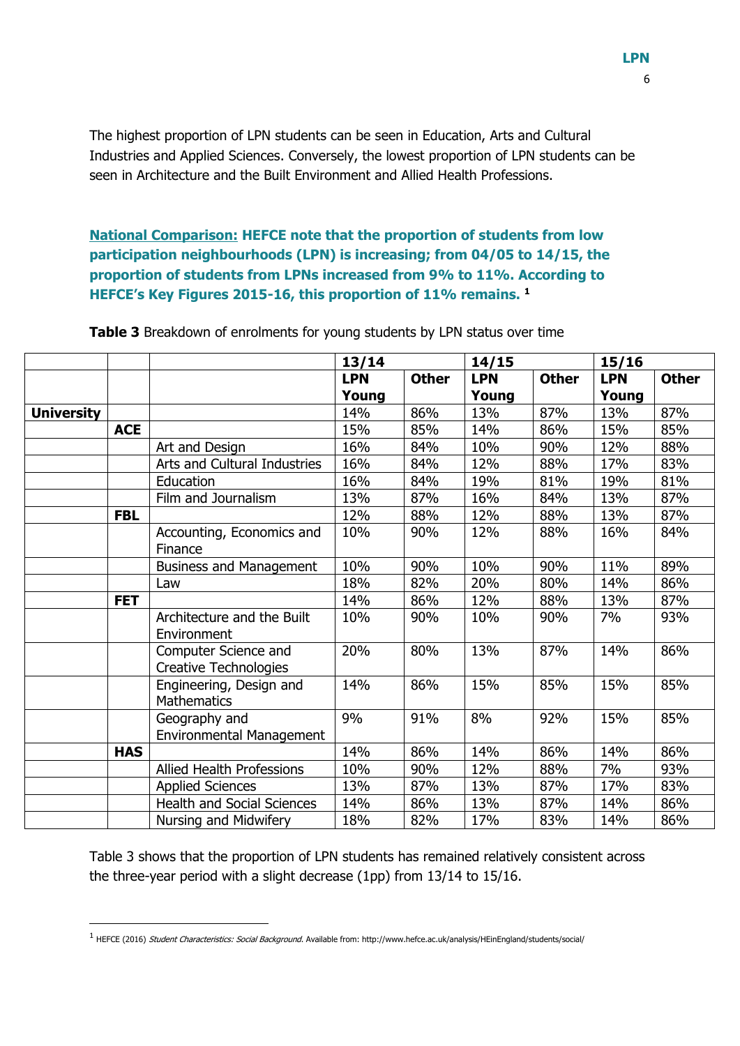The highest proportion of LPN students can be seen in Education, Arts and Cultural Industries and Applied Sciences. Conversely, the lowest proportion of LPN students can be seen in Architecture and the Built Environment and Allied Health Professions.

**National Comparison: HEFCE note that the proportion of students from low participation neighbourhoods (LPN) is increasing; from 04/05 to 14/15, the proportion of students from LPNs increased from 9% to 11%. According to HEFCE's Key Figures 2015-16, this proportion of 11% remains.** [1]

**Table 3** Breakdown of enrolments for young students by LPN status over time

| | | | 13/14 | | 14/15 | | 15/16 | |
|---|---|---|---|---|---|---|---|---|
| | | | **LPN Young** | **Other** | **LPN Young** | **Other** | **LPN Young** | **Other** |
| **University** | | | 14% | 86% | 13% | 87% | 13% | 87% |
| | **ACE** | | 15% | 85% | 14% | 86% | 15% | 85% |
| | | Art and Design | 16% | 84% | 10% | 90% | 12% | 88% |
| | | Arts and Cultural Industries | 16% | 84% | 12% | 88% | 17% | 83% |
| | | Education | 16% | 84% | 19% | 81% | 19% | 81% |
| | | Film and Journalism | 13% | 87% | 16% | 84% | 13% | 87% |
| | **FBL** | | 12% | 88% | 12% | 88% | 13% | 87% |
| | | Accounting, Economics and Finance | 10% | 90% | 12% | 88% | 16% | 84% |
| | | Business and Management | 10% | 90% | 10% | 90% | 11% | 89% |
| | | Law | 18% | 82% | 20% | 80% | 14% | 86% |
| | **FET** | | 14% | 86% | 12% | 88% | 13% | 87% |
| | | Architecture and the Built Environment | 10% | 90% | 10% | 90% | 7% | 93% |
| | | Computer Science and Creative Technologies | 20% | 80% | 13% | 87% | 14% | 86% |
| | | Engineering, Design and Mathematics | 14% | 86% | 15% | 85% | 15% | 85% |
| | | Geography and Environmental Management | 9% | 91% | 8% | 92% | 15% | 85% |
| | **HAS** | | 14% | 86% | 14% | 86% | 14% | 86% |
| | | Allied Health Professions | 10% | 90% | 12% | 88% | 7% | 93% |
| | | Applied Sciences | 13% | 87% | 13% | 87% | 17% | 83% |
| | | Health and Social Sciences | 14% | 86% | 13% | 87% | 14% | 86% |
| | | Nursing and Midwifery | 18% | 82% | 17% | 83% | 14% | 86% |

Table 3 shows that the proportion of LPN students has remained relatively consistent across the three-year period with a slight decrease (1pp) from 13/14 to 15/16.

[1] HEFCE (2016) *Student Characteristics: Social Background*. Available from: http://www.hefce.ac.uk/analysis/HEinEngland/students/social/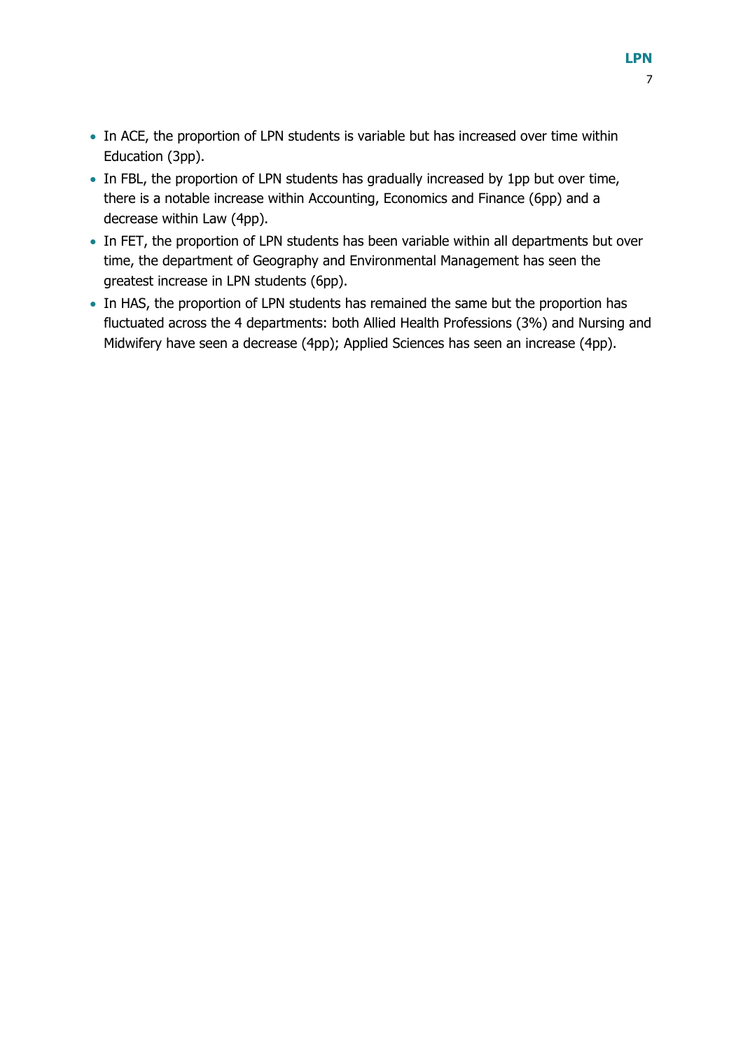- In ACE, the proportion of LPN students is variable but has increased over time within Education (3pp).
- In FBL, the proportion of LPN students has gradually increased by 1pp but over time, there is a notable increase within Accounting, Economics and Finance (6pp) and a decrease within Law (4pp).
- In FET, the proportion of LPN students has been variable within all departments but over time, the department of Geography and Environmental Management has seen the greatest increase in LPN students (6pp).
- In HAS, the proportion of LPN students has remained the same but the proportion has fluctuated across the 4 departments: both Allied Health Professions (3%) and Nursing and Midwifery have seen a decrease (4pp); Applied Sciences has seen an increase (4pp).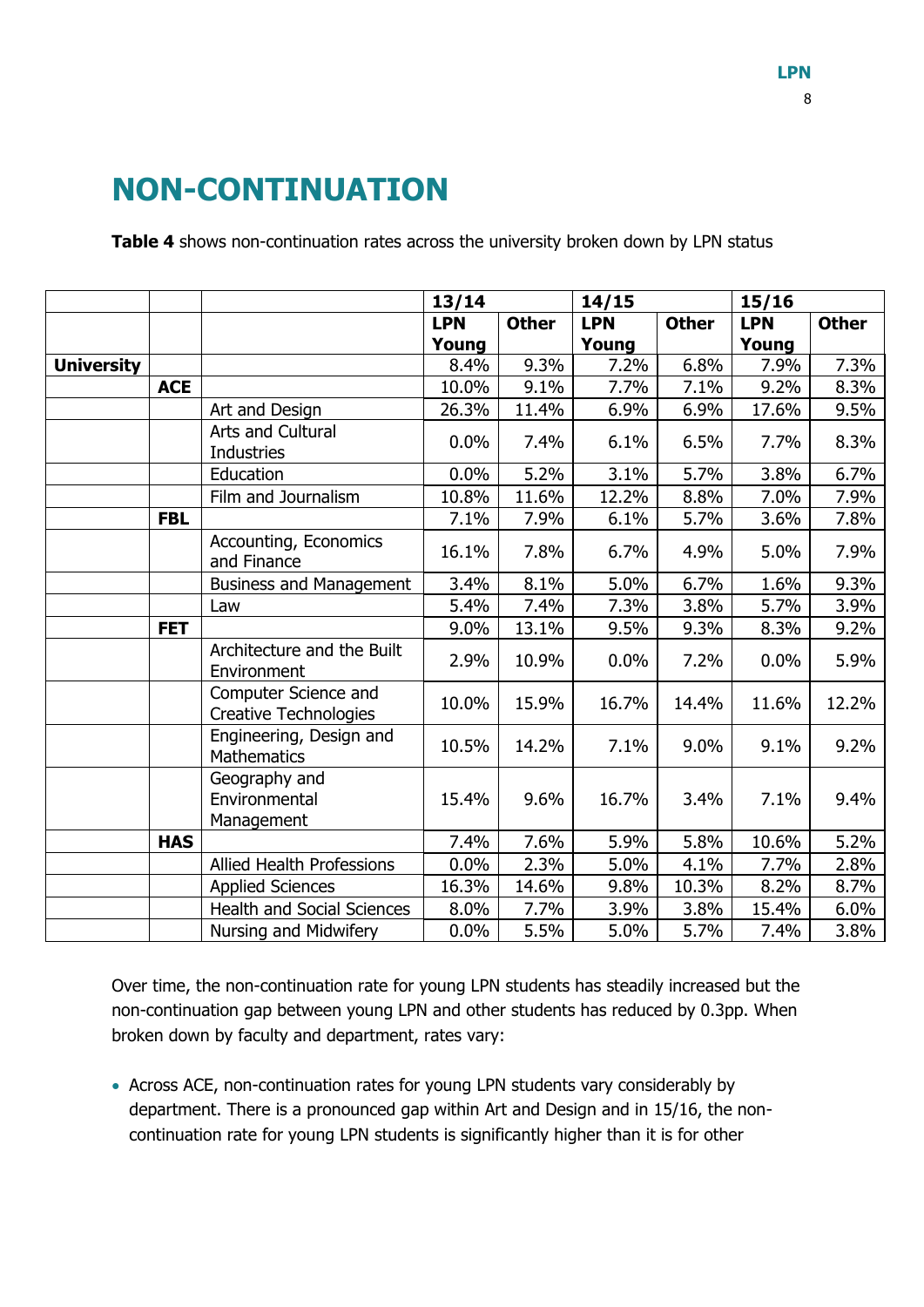# NON-CONTINUATION

**Table 4** shows non-continuation rates across the university broken down by LPN status

| | | | 13/14 | | 14/15 | | 15/16 | |
|---|---|---|---|---|---|---|---|---|
| | | | **LPN Young** | **Other** | **LPN Young** | **Other** | **LPN Young** | **Other** |
| **University** | | | 8.4% | 9.3% | 7.2% | 6.8% | 7.9% | 7.3% |
| | **ACE** | | 10.0% | 9.1% | 7.7% | 7.1% | 9.2% | 8.3% |
| | | Art and Design | 26.3% | 11.4% | 6.9% | 6.9% | 17.6% | 9.5% |
| | | Arts and Cultural Industries | 0.0% | 7.4% | 6.1% | 6.5% | 7.7% | 8.3% |
| | | Education | 0.0% | 5.2% | 3.1% | 5.7% | 3.8% | 6.7% |
| | | Film and Journalism | 10.8% | 11.6% | 12.2% | 8.8% | 7.0% | 7.9% |
| | **FBL** | | 7.1% | 7.9% | 6.1% | 5.7% | 3.6% | 7.8% |
| | | Accounting, Economics and Finance | 16.1% | 7.8% | 6.7% | 4.9% | 5.0% | 7.9% |
| | | Business and Management | 3.4% | 8.1% | 5.0% | 6.7% | 1.6% | 9.3% |
| | | Law | 5.4% | 7.4% | 7.3% | 3.8% | 5.7% | 3.9% |
| | **FET** | | 9.0% | 13.1% | 9.5% | 9.3% | 8.3% | 9.2% |
| | | Architecture and the Built Environment | 2.9% | 10.9% | 0.0% | 7.2% | 0.0% | 5.9% |
| | | Computer Science and Creative Technologies | 10.0% | 15.9% | 16.7% | 14.4% | 11.6% | 12.2% |
| | | Engineering, Design and Mathematics | 10.5% | 14.2% | 7.1% | 9.0% | 9.1% | 9.2% |
| | | Geography and Environmental Management | 15.4% | 9.6% | 16.7% | 3.4% | 7.1% | 9.4% |
| | **HAS** | | 7.4% | 7.6% | 5.9% | 5.8% | 10.6% | 5.2% |
| | | Allied Health Professions | 0.0% | 2.3% | 5.0% | 4.1% | 7.7% | 2.8% |
| | | Applied Sciences | 16.3% | 14.6% | 9.8% | 10.3% | 8.2% | 8.7% |
| | | Health and Social Sciences | 8.0% | 7.7% | 3.9% | 3.8% | 15.4% | 6.0% |
| | | Nursing and Midwifery | 0.0% | 5.5% | 5.0% | 5.7% | 7.4% | 3.8% |

Over time, the non-continuation rate for young LPN students has steadily increased but the non-continuation gap between young LPN and other students has reduced by 0.3pp. When broken down by faculty and department, rates vary:

- Across ACE, non-continuation rates for young LPN students vary considerably by department. There is a pronounced gap within Art and Design and in 15/16, the non-continuation rate for young LPN students is significantly higher than it is for other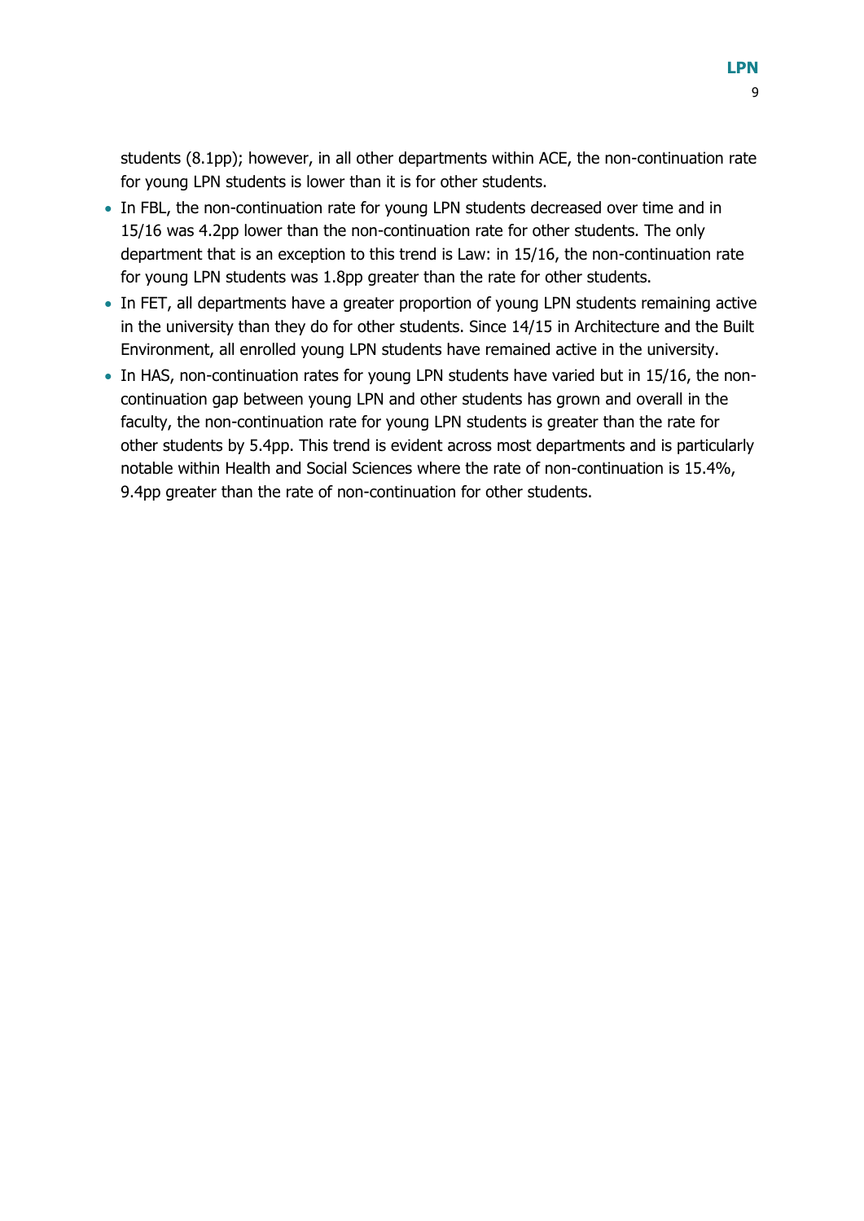students (8.1pp); however, in all other departments within ACE, the non-continuation rate for young LPN students is lower than it is for other students.

- In FBL, the non-continuation rate for young LPN students decreased over time and in 15/16 was 4.2pp lower than the non-continuation rate for other students. The only department that is an exception to this trend is Law: in 15/16, the non-continuation rate for young LPN students was 1.8pp greater than the rate for other students.
- In FET, all departments have a greater proportion of young LPN students remaining active in the university than they do for other students. Since 14/15 in Architecture and the Built Environment, all enrolled young LPN students have remained active in the university.
- In HAS, non-continuation rates for young LPN students have varied but in 15/16, the non-continuation gap between young LPN and other students has grown and overall in the faculty, the non-continuation rate for young LPN students is greater than the rate for other students by 5.4pp. This trend is evident across most departments and is particularly notable within Health and Social Sciences where the rate of non-continuation is 15.4%, 9.4pp greater than the rate of non-continuation for other students.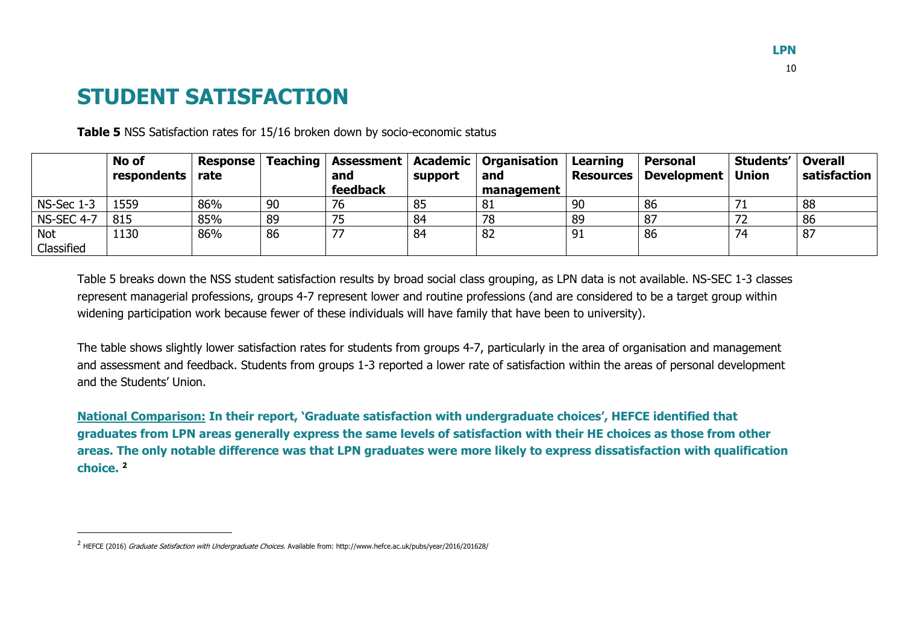# STUDENT SATISFACTION

**Table 5** NSS Satisfaction rates for 15/16 broken down by socio-economic status

| | No of respondents | Response rate | Teaching | Assessment and feedback | Academic support | Organisation and management | Learning Resources | Personal Development | Students' Union | Overall satisfaction |
|---|---|---|---|---|---|---|---|---|---|---|
| NS-Sec 1-3 | 1559 | 86% | 90 | 76 | 85 | 81 | 90 | 86 | 71 | 88 |
| NS-SEC 4-7 | 815 | 85% | 89 | 75 | 84 | 78 | 89 | 87 | 72 | 86 |
| Not Classified | 1130 | 86% | 86 | 77 | 84 | 82 | 91 | 86 | 74 | 87 |

Table 5 breaks down the NSS student satisfaction results by broad social class grouping, as LPN data is not available. NS-SEC 1-3 classes represent managerial professions, groups 4-7 represent lower and routine professions (and are considered to be a target group within widening participation work because fewer of these individuals will have family that have been to university).

The table shows slightly lower satisfaction rates for students from groups 4-7, particularly in the area of organisation and management and assessment and feedback. Students from groups 1-3 reported a lower rate of satisfaction within the areas of personal development and the Students' Union.

**National Comparison: In their report, 'Graduate satisfaction with undergraduate choices', HEFCE identified that graduates from LPN areas generally express the same levels of satisfaction with their HE choices as those from other areas. The only notable difference was that LPN graduates were more likely to express dissatisfaction with qualification choice.** [2]

[2] HEFCE (2016) *Graduate Satisfaction with Undergraduate Choices*. Available from: http://www.hefce.ac.uk/pubs/year/2016/201628/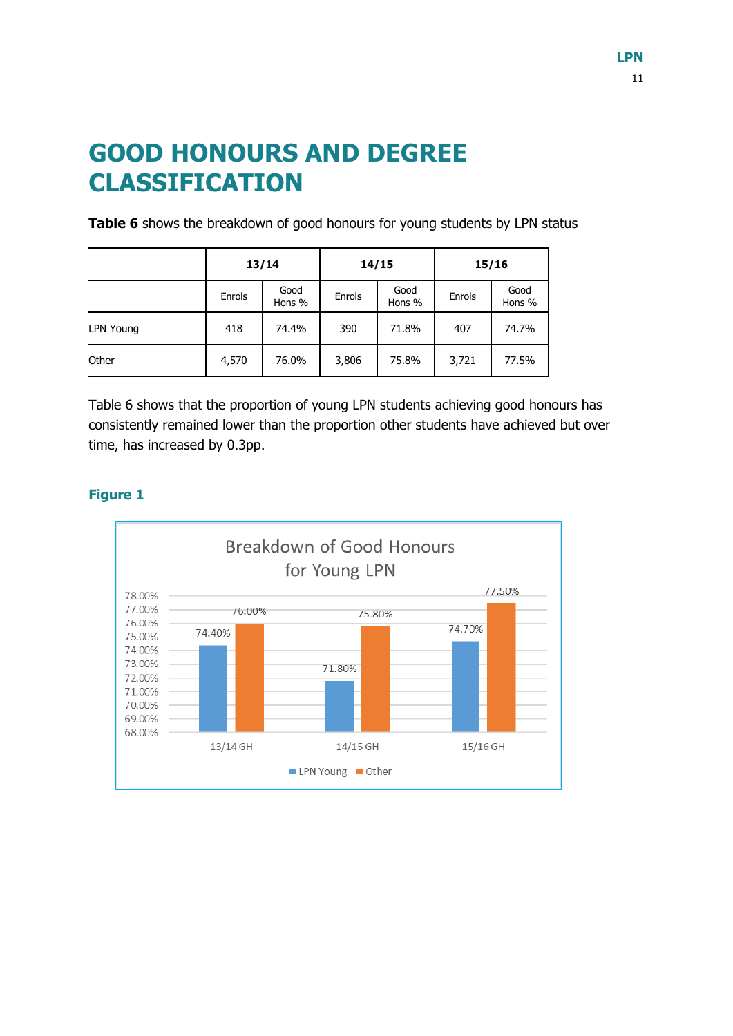# GOOD HONOURS AND DEGREE CLASSIFICATION

**Table 6** shows the breakdown of good honours for young students by LPN status

| | 13/14 | | 14/15 | | 15/16 | |
|---|---|---|---|---|---|---|
| | Enrols | Good Hons % | Enrols | Good Hons % | Enrols | Good Hons % |
| LPN Young | 418 | 74.4% | 390 | 71.8% | 407 | 74.7% |
| Other | 4,570 | 76.0% | 3,806 | 75.8% | 3,721 | 77.5% |

Table 6 shows that the proportion of young LPN students achieving good honours has consistently remained lower than the proportion other students have achieved but over time, has increased by 0.3pp.

### Figure 1

Breakdown of Good Honours for Young LPN

| | LPN Young | Other |
|---|---|---|
| 13/14 GH | 74.40% | 76.00% |
| 14/15 GH | 71.80% | 75.80% |
| 15/16 GH | 74.70% | 77.50% |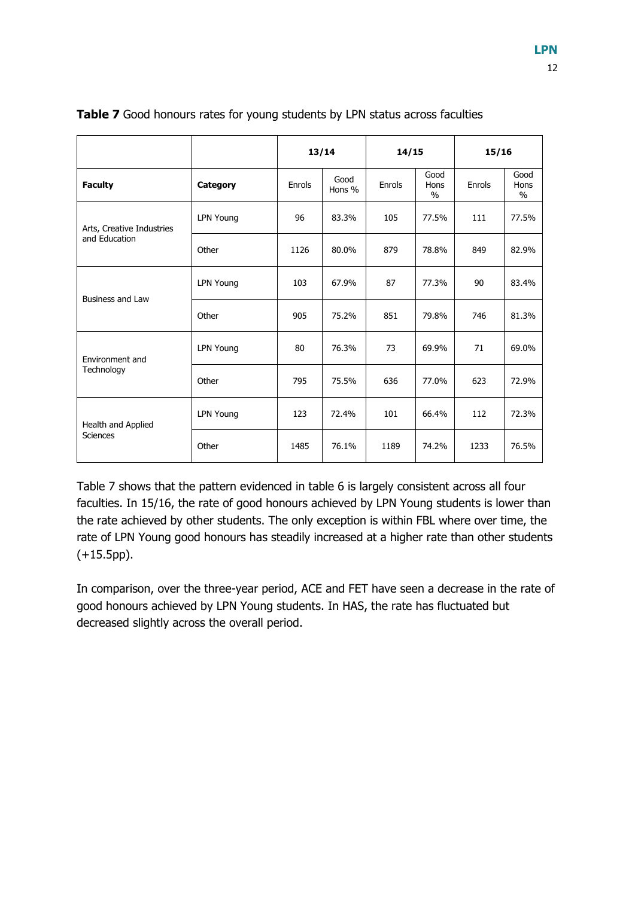**Table 7** Good honours rates for young students by LPN status across faculties

| | | 13/14 | | 14/15 | | 15/16 | |
|---|---|---|---|---|---|---|---|
| **Faculty** | **Category** | Enrols | Good Hons % | Enrols | Good Hons % | Enrols | Good Hons % |
| Arts, Creative Industries and Education | LPN Young | 96 | 83.3% | 105 | 77.5% | 111 | 77.5% |
| | Other | 1126 | 80.0% | 879 | 78.8% | 849 | 82.9% |
| Business and Law | LPN Young | 103 | 67.9% | 87 | 77.3% | 90 | 83.4% |
| | Other | 905 | 75.2% | 851 | 79.8% | 746 | 81.3% |
| Environment and Technology | LPN Young | 80 | 76.3% | 73 | 69.9% | 71 | 69.0% |
| | Other | 795 | 75.5% | 636 | 77.0% | 623 | 72.9% |
| Health and Applied Sciences | LPN Young | 123 | 72.4% | 101 | 66.4% | 112 | 72.3% |
| | Other | 1485 | 76.1% | 1189 | 74.2% | 1233 | 76.5% |

Table 7 shows that the pattern evidenced in table 6 is largely consistent across all four faculties. In 15/16, the rate of good honours achieved by LPN Young students is lower than the rate achieved by other students. The only exception is within FBL where over time, the rate of LPN Young good honours has steadily increased at a higher rate than other students (+15.5pp).

In comparison, over the three-year period, ACE and FET have seen a decrease in the rate of good honours achieved by LPN Young students. In HAS, the rate has fluctuated but decreased slightly across the overall period.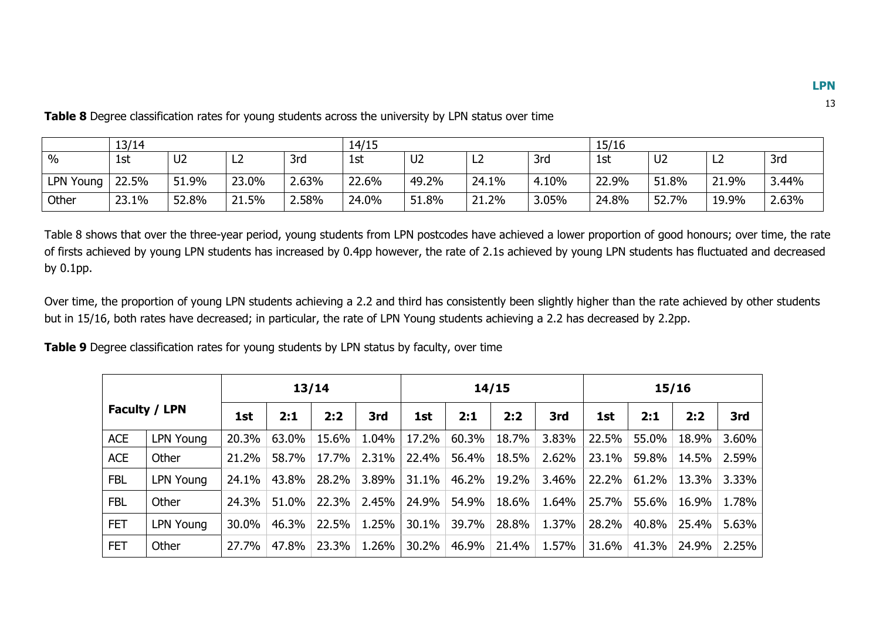**Table 8** Degree classification rates for young students across the university by LPN status over time

| | 13/14 | | | | 14/15 | | | | 15/16 | | | |
|---|---|---|---|---|---|---|---|---|---|---|---|---|
| % | 1st | U2 | L2 | 3rd | 1st | U2 | L2 | 3rd | 1st | U2 | L2 | 3rd |
| LPN Young | 22.5% | 51.9% | 23.0% | 2.63% | 22.6% | 49.2% | 24.1% | 4.10% | 22.9% | 51.8% | 21.9% | 3.44% |
| Other | 23.1% | 52.8% | 21.5% | 2.58% | 24.0% | 51.8% | 21.2% | 3.05% | 24.8% | 52.7% | 19.9% | 2.63% |

Table 8 shows that over the three-year period, young students from LPN postcodes have achieved a lower proportion of good honours; over time, the rate of firsts achieved by young LPN students has increased by 0.4pp however, the rate of 2.1s achieved by young LPN students has fluctuated and decreased by 0.1pp.

Over time, the proportion of young LPN students achieving a 2.2 and third has consistently been slightly higher than the rate achieved by other students but in 15/16, both rates have decreased; in particular, the rate of LPN Young students achieving a 2.2 has decreased by 2.2pp.

**Table 9** Degree classification rates for young students by LPN status by faculty, over time

| **Faculty / LPN** | | **13/14** | | | | **14/15** | | | | **15/16** | | | |
|---|---|---|---|---|---|---|---|---|---|---|---|---|---|
| | | **1st** | **2:1** | **2:2** | **3rd** | **1st** | **2:1** | **2:2** | **3rd** | **1st** | **2:1** | **2:2** | **3rd** |
| ACE | LPN Young | 20.3% | 63.0% | 15.6% | 1.04% | 17.2% | 60.3% | 18.7% | 3.83% | 22.5% | 55.0% | 18.9% | 3.60% |
| ACE | Other | 21.2% | 58.7% | 17.7% | 2.31% | 22.4% | 56.4% | 18.5% | 2.62% | 23.1% | 59.8% | 14.5% | 2.59% |
| FBL | LPN Young | 24.1% | 43.8% | 28.2% | 3.89% | 31.1% | 46.2% | 19.2% | 3.46% | 22.2% | 61.2% | 13.3% | 3.33% |
| FBL | Other | 24.3% | 51.0% | 22.3% | 2.45% | 24.9% | 54.9% | 18.6% | 1.64% | 25.7% | 55.6% | 16.9% | 1.78% |
| FET | LPN Young | 30.0% | 46.3% | 22.5% | 1.25% | 30.1% | 39.7% | 28.8% | 1.37% | 28.2% | 40.8% | 25.4% | 5.63% |
| FET | Other | 27.7% | 47.8% | 23.3% | 1.26% | 30.2% | 46.9% | 21.4% | 1.57% | 31.6% | 41.3% | 24.9% | 2.25% |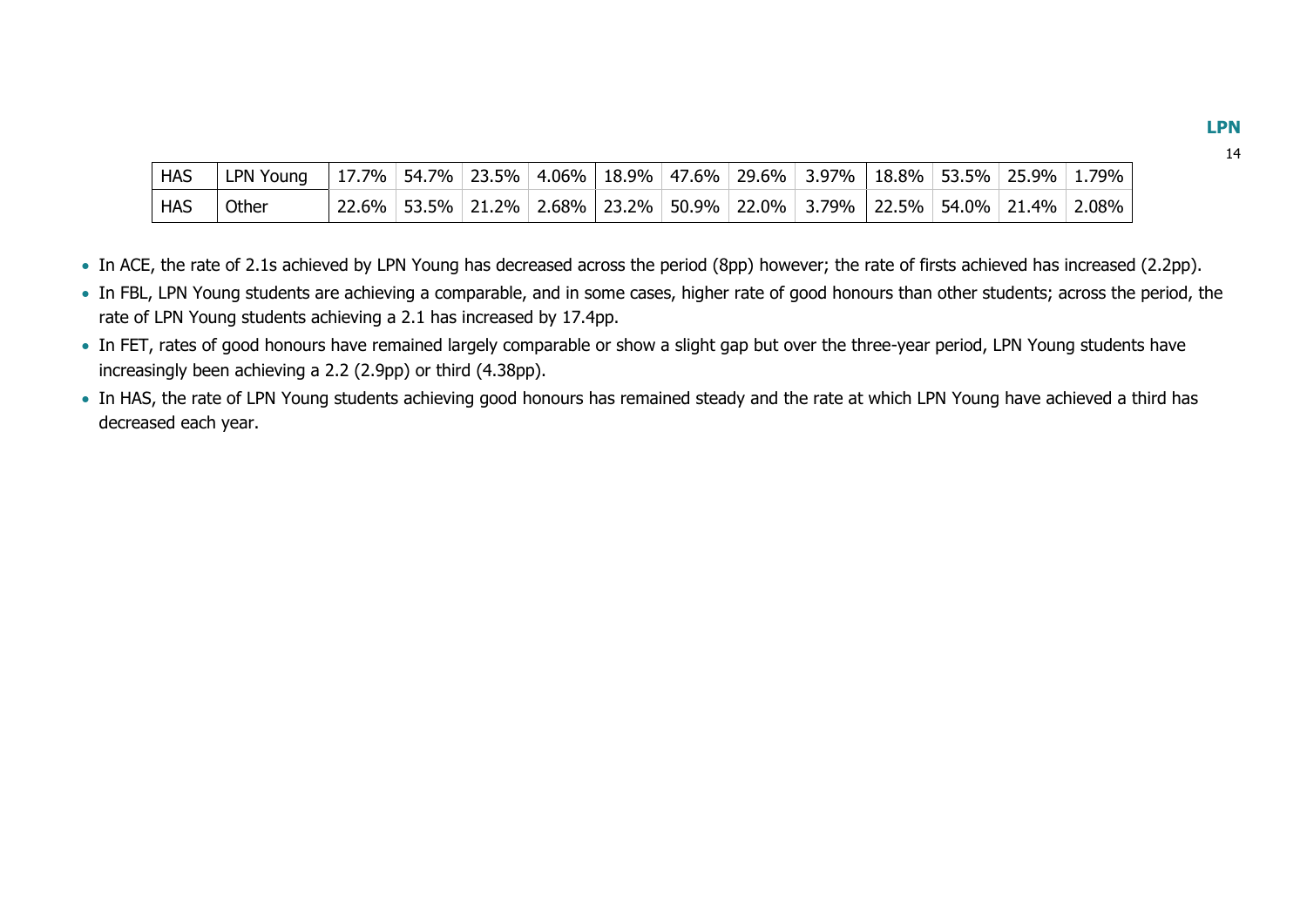| HAS | LPN Young | 17.7% | 54.7% | 23.5% | 4.06% | 18.9% | 47.6% | 29.6% | 3.97% | 18.8% | 53.5% | 25.9% | 1.79% |
|---|---|---|---|---|---|---|---|---|---|---|---|---|---|
| HAS | Other | 22.6% | 53.5% | 21.2% | 2.68% | 23.2% | 50.9% | 22.0% | 3.79% | 22.5% | 54.0% | 21.4% | 2.08% |

- In ACE, the rate of 2.1s achieved by LPN Young has decreased across the period (8pp) however; the rate of firsts achieved has increased (2.2pp).
- In FBL, LPN Young students are achieving a comparable, and in some cases, higher rate of good honours than other students; across the period, the rate of LPN Young students achieving a 2.1 has increased by 17.4pp.
- In FET, rates of good honours have remained largely comparable or show a slight gap but over the three-year period, LPN Young students have increasingly been achieving a 2.2 (2.9pp) or third (4.38pp).
- In HAS, the rate of LPN Young students achieving good honours has remained steady and the rate at which LPN Young have achieved a third has decreased each year.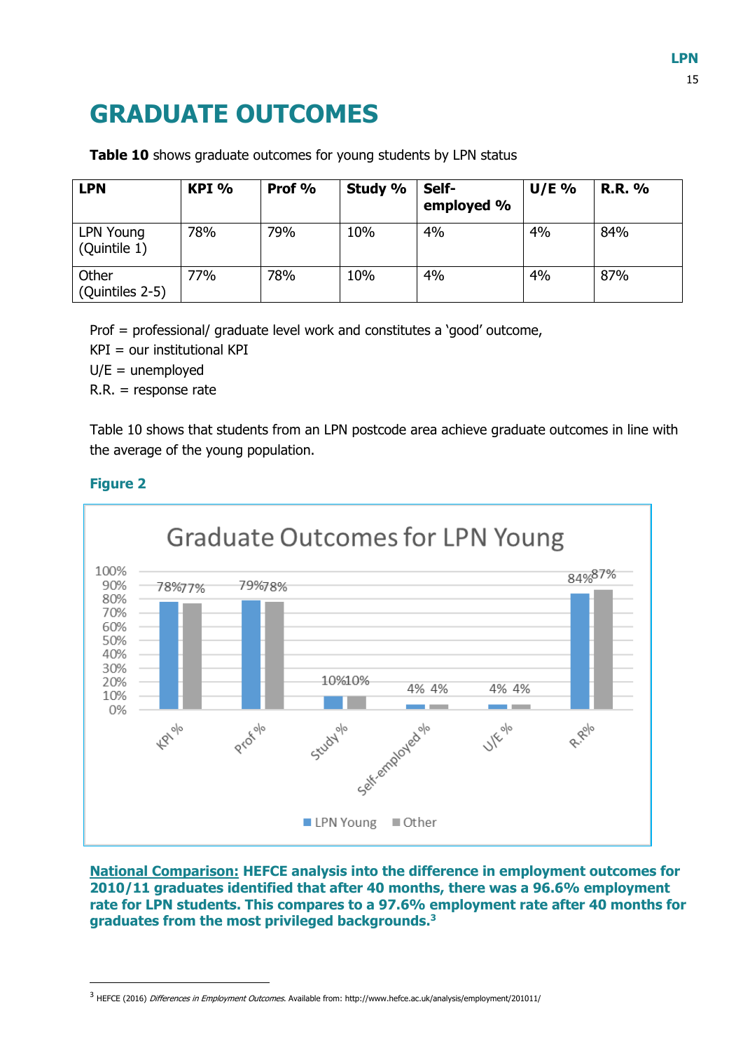# GRADUATE OUTCOMES

**Table 10** shows graduate outcomes for young students by LPN status

| LPN | KPI % | Prof % | Study % | Self-employed % | U/E % | R.R. % |
|---|---|---|---|---|---|---|
| LPN Young (Quintile 1) | 78% | 79% | 10% | 4% | 4% | 84% |
| Other (Quintiles 2-5) | 77% | 78% | 10% | 4% | 4% | 87% |

Prof = professional/ graduate level work and constitutes a 'good' outcome,
KPI = our institutional KPI
U/E = unemployed
R.R. = response rate

Table 10 shows that students from an LPN postcode area achieve graduate outcomes in line with the average of the young population.

**Figure 2**

Graduate Outcomes for LPN Young

100%
90%
80%
70%
60%
50%
40%
30%
20%
10%
0%

78% 77%
79% 78%
10% 10%
4% 4%
4% 4%
84% 87%

KPI %
Prof %
Study %
Self-employed %
U/E %
R.R%

LPN Young
Other

**National Comparison: HEFCE analysis into the difference in employment outcomes for 2010/11 graduates identified that after 40 months, there was a 96.6% employment rate for LPN students. This compares to a 97.6% employment rate after 40 months for graduates from the most privileged backgrounds.[3]**

---

[3] HEFCE (2016) *Differences in Employment Outcomes*. Available from: http://www.hefce.ac.uk/analysis/employment/201011/